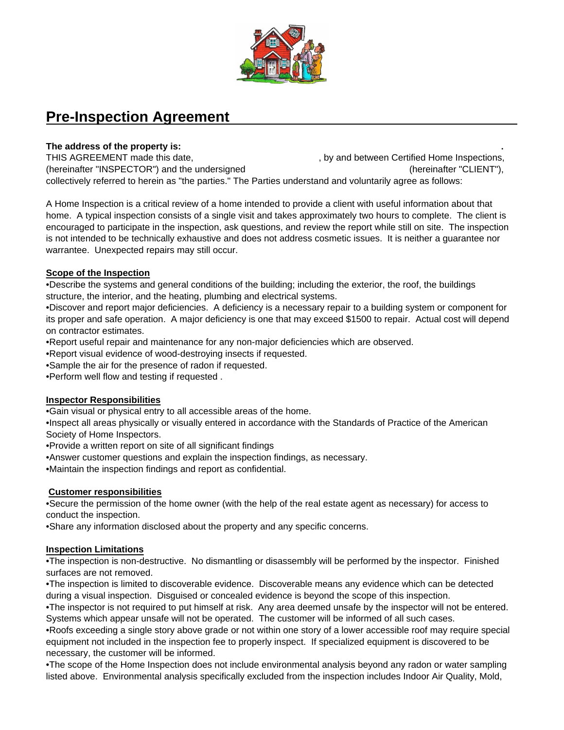# Pre-Inspection Agreement

**The address of the property is:** .

THIS AGREEMENT made this date, , by and between Certified Home Inspections, (hereinafter "INSPECTOR") and the undersigned (hereinafter "CLIENT"), collectively referred to herein as "the parties." The Parties understand and voluntarily agree as follows:

A Home Inspection is a critical review of a home intended to provide a client with useful information about that home. A typical inspection consists of a single visit and takes approximately two hours to complete. The client is encouraged to participate in the inspection, ask questions, and review the report while still on site. The inspection is not intended to be technically exhaustive and does not address cosmetic issues. It is neither a guarantee nor warrantee. Unexpected repairs may still occur.

## Scope of the Inspection

- Describe the systems and general conditions of the building; including the exterior, the roof, the buildings structure, the interior, and the heating, plumbing and electrical systems.
- Discover and report major deficiencies. A deficiency is a necessary repair to a building system or component for its proper and safe operation. A major deficiency is one that may exceed $1500 to repair. Actual cost will depend on contractor estimates.
- Report useful repair and maintenance for any non-major deficiencies which are observed.
- Report visual evidence of wood-destroying insects if requested.
- Sample the air for the presence of radon if requested.
- Perform well flow and testing if requested .

## Inspector Responsibilities

- Gain visual or physical entry to all accessible areas of the home.
- Inspect all areas physically or visually entered in accordance with the Standards of Practice of the American Society of Home Inspectors.
- Provide a written report on site of all significant findings
- Answer customer questions and explain the inspection findings, as necessary.
- Maintain the inspection findings and report as confidential.

## Customer responsibilities

- Secure the permission of the home owner (with the help of the real estate agent as necessary) for access to conduct the inspection.
- Share any information disclosed about the property and any specific concerns.

## Inspection Limitations

- The inspection is non-destructive. No dismantling or disassembly will be performed by the inspector. Finished surfaces are not removed.
- The inspection is limited to discoverable evidence. Discoverable means any evidence which can be detected during a visual inspection. Disguised or concealed evidence is beyond the scope of this inspection.
- The inspector is not required to put himself at risk. Any area deemed unsafe by the inspector will not be entered. Systems which appear unsafe will not be operated. The customer will be informed of all such cases.
- Roofs exceeding a single story above grade or not within one story of a lower accessible roof may require special equipment not included in the inspection fee to properly inspect. If specialized equipment is discovered to be necessary, the customer will be informed.
- The scope of the Home Inspection does not include environmental analysis beyond any radon or water sampling listed above. Environmental analysis specifically excluded from the inspection includes Indoor Air Quality, Mold,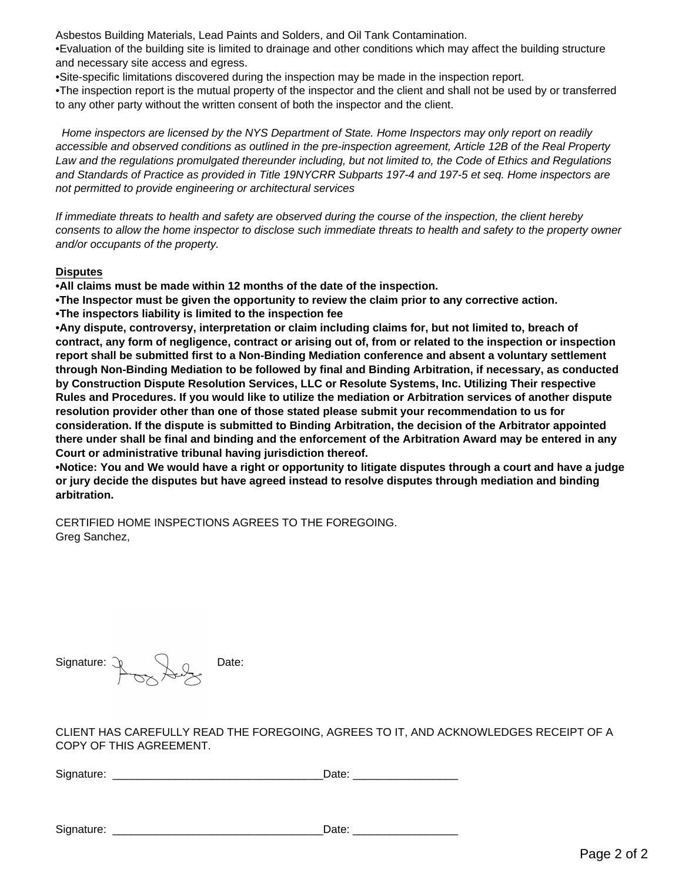Asbestos Building Materials, Lead Paints and Solders, and Oil Tank Contamination.
•Evaluation of the building site is limited to drainage and other conditions which may affect the building structure and necessary site access and egress.
•Site-specific limitations discovered during the inspection may be made in the inspection report.
•The inspection report is the mutual property of the inspector and the client and shall not be used by or transferred to any other party without the written consent of both the inspector and the client.

*Home inspectors are licensed by the NYS Department of State. Home Inspectors may only report on readily accessible and observed conditions as outlined in the pre-inspection agreement, Article 12B of the Real Property Law and the regulations promulgated thereunder including, but not limited to, the Code of Ethics and Regulations and Standards of Practice as provided in Title 19NYCRR Subparts 197-4 and 197-5 et seq. Home inspectors are not permitted to provide engineering or architectural services*

*If immediate threats to health and safety are observed during the course of the inspection, the client hereby consents to allow the home inspector to disclose such immediate threats to health and safety to the property owner and/or occupants of the property.*

**Disputes**

**•All claims must be made within 12 months of the date of the inspection.**
**•The Inspector must be given the opportunity to review the claim prior to any corrective action.**
**•The inspectors liability is limited to the inspection fee**
**•Any dispute, controversy, interpretation or claim including claims for, but not limited to, breach of contract, any form of negligence, contract or arising out of, from or related to the inspection or inspection report shall be submitted first to a Non-Binding Mediation conference and absent a voluntary settlement through Non-Binding Mediation to be followed by final and Binding Arbitration, if necessary, as conducted by Construction Dispute Resolution Services, LLC or Resolute Systems, Inc. Utilizing Their respective Rules and Procedures. If you would like to utilize the mediation or Arbitration services of another dispute resolution provider other than one of those stated please submit your recommendation to us for consideration. If the dispute is submitted to Binding Arbitration, the decision of the Arbitrator appointed there under shall be final and binding and the enforcement of the Arbitration Award may be entered in any Court or administrative tribunal having jurisdiction thereof.**
**•Notice: You and We would have a right or opportunity to litigate disputes through a court and have a judge or jury decide the disputes but have agreed instead to resolve disputes through mediation and binding arbitration.**

CERTIFIED HOME INSPECTIONS AGREES TO THE FOREGOING.
Greg Sanchez,

Signature: Date:

CLIENT HAS CAREFULLY READ THE FOREGOING, AGREES TO IT, AND ACKNOWLEDGES RECEIPT OF A COPY OF THIS AGREEMENT.

Signature: __________________________________Date: _________________

Signature: __________________________________Date: _________________